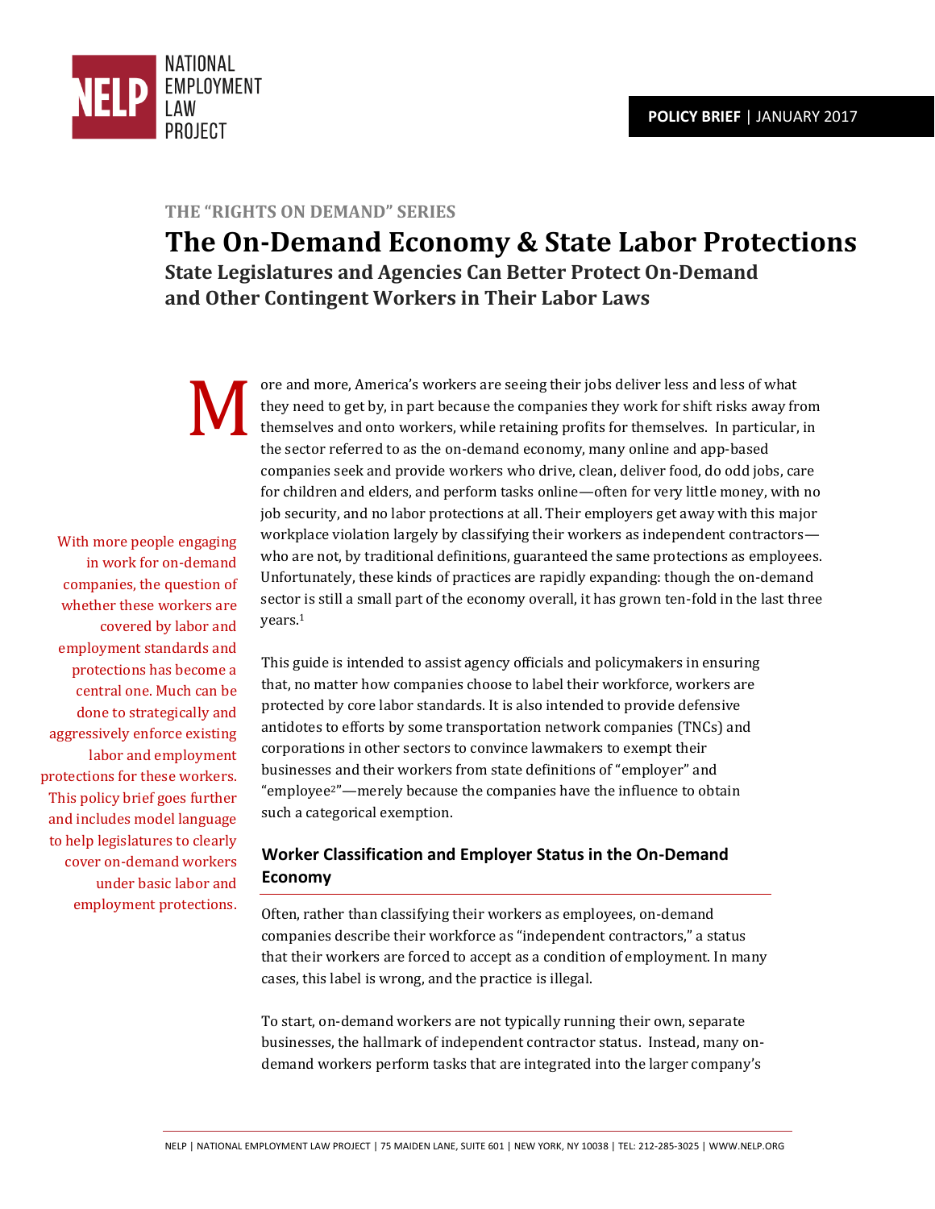NATIONAL EMPLOYMENT LAW PROJECT

**POLICY BRIEF** | JANUARY 2017

THE "RIGHTS ON DEMAND" SERIES

# The On-Demand Economy & State Labor Protections

## State Legislatures and Agencies Can Better Protect On-Demand and Other Contingent Workers in Their Labor Laws

More and more, America's workers are seeing their jobs deliver less and less of what they need to get by, in part because the companies they work for shift risks away from themselves and onto workers, while retaining profits for themselves. In particular, in the sector referred to as the on-demand economy, many online and app-based companies seek and provide workers who drive, clean, deliver food, do odd jobs, care for children and elders, and perform tasks online—often for very little money, with no job security, and no labor protections at all. Their employers get away with this major workplace violation largely by classifying their workers as independent contractors—who are not, by traditional definitions, guaranteed the same protections as employees. Unfortunately, these kinds of practices are rapidly expanding: though the on-demand sector is still a small part of the economy overall, it has grown ten-fold in the last three years.[1]

With more people engaging in work for on-demand companies, the question of whether these workers are covered by labor and employment standards and protections has become a central one. Much can be done to strategically and aggressively enforce existing labor and employment protections for these workers. This policy brief goes further and includes model language to help legislatures to clearly cover on-demand workers under basic labor and employment protections.

This guide is intended to assist agency officials and policymakers in ensuring that, no matter how companies choose to label their workforce, workers are protected by core labor standards. It is also intended to provide defensive antidotes to efforts by some transportation network companies (TNCs) and corporations in other sectors to convince lawmakers to exempt their businesses and their workers from state definitions of "employer" and "employee[2]"—merely because the companies have the influence to obtain such a categorical exemption.

### Worker Classification and Employer Status in the On-Demand Economy

Often, rather than classifying their workers as employees, on-demand companies describe their workforce as "independent contractors," a status that their workers are forced to accept as a condition of employment. In many cases, this label is wrong, and the practice is illegal.

To start, on-demand workers are not typically running their own, separate businesses, the hallmark of independent contractor status. Instead, many on-demand workers perform tasks that are integrated into the larger company's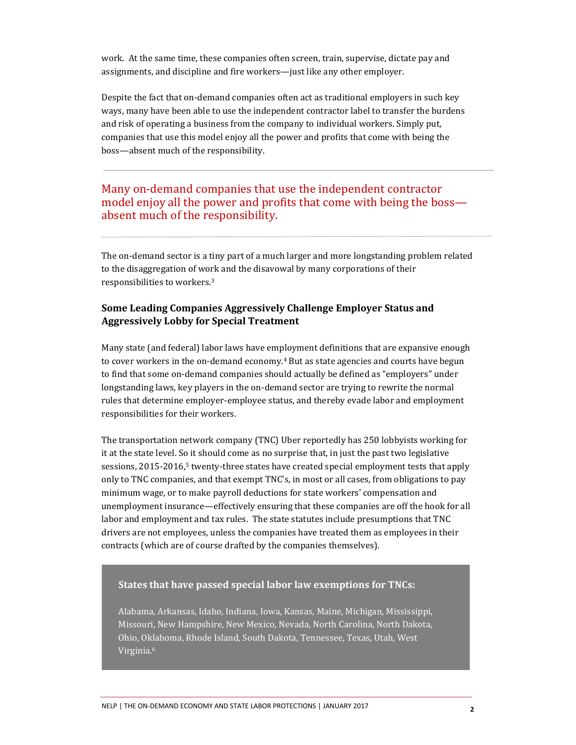work. At the same time, these companies often screen, train, supervise, dictate pay and assignments, and discipline and fire workers—just like any other employer.

Despite the fact that on-demand companies often act as traditional employers in such key ways, many have been able to use the independent contractor label to transfer the burdens and risk of operating a business from the company to individual workers. Simply put, companies that use this model enjoy all the power and profits that come with being the boss—absent much of the responsibility.

> Many on-demand companies that use the independent contractor model enjoy all the power and profits that come with being the boss—absent much of the responsibility.

The on-demand sector is a tiny part of a much larger and more longstanding problem related to the disaggregation of work and the disavowal by many corporations of their responsibilities to workers.[3]

### Some Leading Companies Aggressively Challenge Employer Status and Aggressively Lobby for Special Treatment

Many state (and federal) labor laws have employment definitions that are expansive enough to cover workers in the on-demand economy.[4] But as state agencies and courts have begun to find that some on-demand companies should actually be defined as "employers" under longstanding laws, key players in the on-demand sector are trying to rewrite the normal rules that determine employer-employee status, and thereby evade labor and employment responsibilities for their workers.

The transportation network company (TNC) Uber reportedly has 250 lobbyists working for it at the state level. So it should come as no surprise that, in just the past two legislative sessions, 2015-2016,[5] twenty-three states have created special employment tests that apply only to TNC companies, and that exempt TNC's, in most or all cases, from obligations to pay minimum wage, or to make payroll deductions for state workers' compensation and unemployment insurance—effectively ensuring that these companies are off the hook for all labor and employment and tax rules. The state statutes include presumptions that TNC drivers are not employees, unless the companies have treated them as employees in their contracts (which are of course drafted by the companies themselves).

**States that have passed special labor law exemptions for TNCs:**

Alabama, Arkansas, Idaho, Indiana, Iowa, Kansas, Maine, Michigan, Mississippi, Missouri, New Hampshire, New Mexico, Nevada, North Carolina, North Dakota, Ohio, Oklahoma, Rhode Island, South Dakota, Tennessee, Texas, Utah, West Virginia.[6]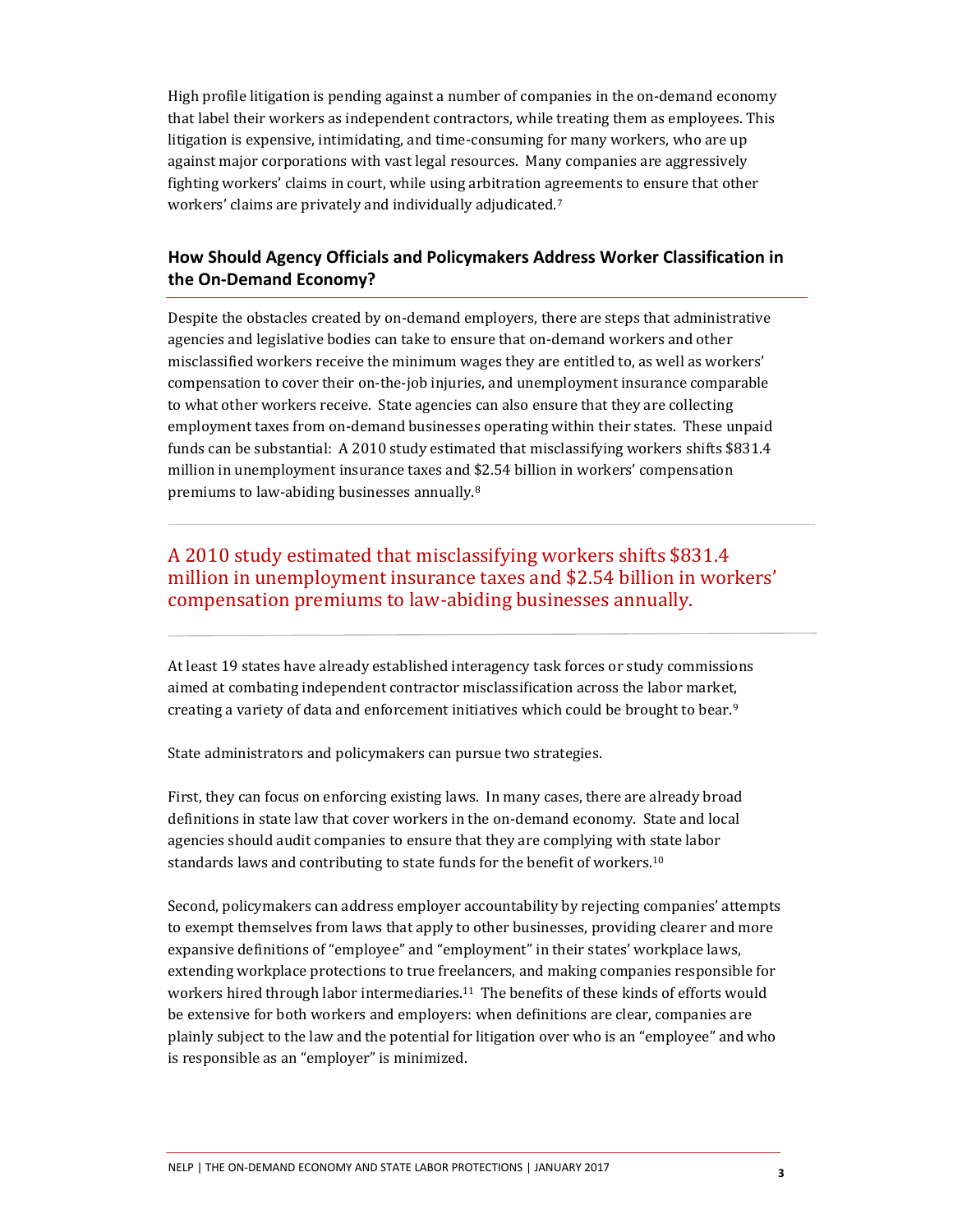High profile litigation is pending against a number of companies in the on-demand economy that label their workers as independent contractors, while treating them as employees. This litigation is expensive, intimidating, and time-consuming for many workers, who are up against major corporations with vast legal resources. Many companies are aggressively fighting workers' claims in court, while using arbitration agreements to ensure that other workers' claims are privately and individually adjudicated.[7]

## How Should Agency Officials and Policymakers Address Worker Classification in the On-Demand Economy?

Despite the obstacles created by on-demand employers, there are steps that administrative agencies and legislative bodies can take to ensure that on-demand workers and other misclassified workers receive the minimum wages they are entitled to, as well as workers' compensation to cover their on-the-job injuries, and unemployment insurance comparable to what other workers receive. State agencies can also ensure that they are collecting employment taxes from on-demand businesses operating within their states. These unpaid funds can be substantial: A 2010 study estimated that misclassifying workers shifts $831.4 million in unemployment insurance taxes and $2.54 billion in workers' compensation premiums to law-abiding businesses annually.[8]

> A 2010 study estimated that misclassifying workers shifts $831.4 million in unemployment insurance taxes and $2.54 billion in workers' compensation premiums to law-abiding businesses annually.

At least 19 states have already established interagency task forces or study commissions aimed at combating independent contractor misclassification across the labor market, creating a variety of data and enforcement initiatives which could be brought to bear.[9]

State administrators and policymakers can pursue two strategies.

First, they can focus on enforcing existing laws. In many cases, there are already broad definitions in state law that cover workers in the on-demand economy. State and local agencies should audit companies to ensure that they are complying with state labor standards laws and contributing to state funds for the benefit of workers.[10]

Second, policymakers can address employer accountability by rejecting companies' attempts to exempt themselves from laws that apply to other businesses, providing clearer and more expansive definitions of "employee" and "employment" in their states' workplace laws, extending workplace protections to true freelancers, and making companies responsible for workers hired through labor intermediaries.[11] The benefits of these kinds of efforts would be extensive for both workers and employers: when definitions are clear, companies are plainly subject to the law and the potential for litigation over who is an "employee" and who is responsible as an "employer" is minimized.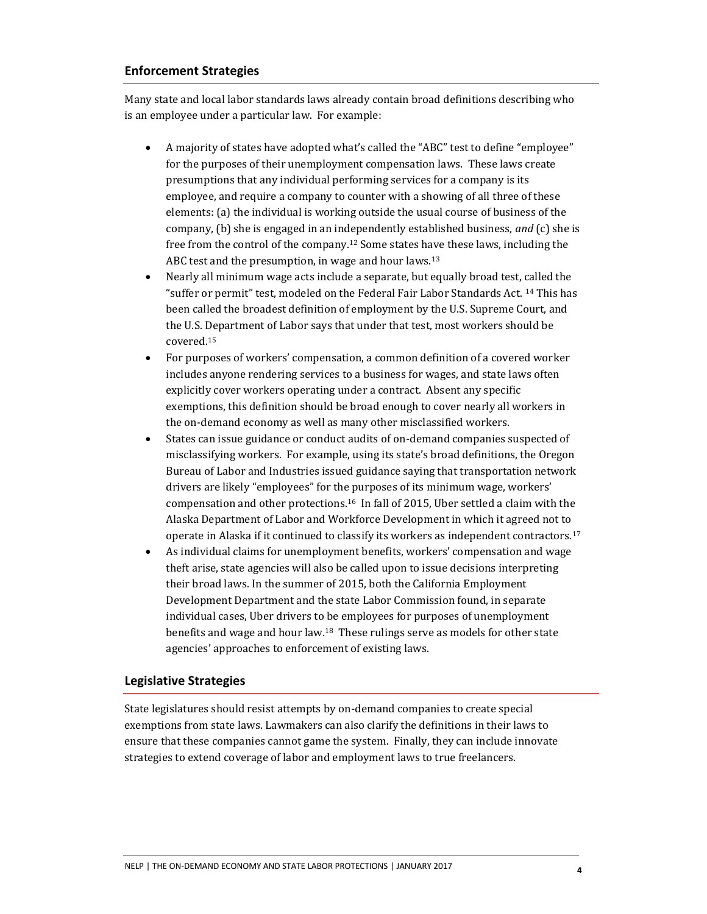## Enforcement Strategies

Many state and local labor standards laws already contain broad definitions describing who is an employee under a particular law. For example:

- A majority of states have adopted what's called the "ABC" test to define "employee" for the purposes of their unemployment compensation laws. These laws create presumptions that any individual performing services for a company is its employee, and require a company to counter with a showing of all three of these elements: (a) the individual is working outside the usual course of business of the company, (b) she is engaged in an independently established business, *and* (c) she is free from the control of the company.[12] Some states have these laws, including the ABC test and the presumption, in wage and hour laws.[13]
- Nearly all minimum wage acts include a separate, but equally broad test, called the "suffer or permit" test, modeled on the Federal Fair Labor Standards Act. [14] This has been called the broadest definition of employment by the U.S. Supreme Court, and the U.S. Department of Labor says that under that test, most workers should be covered.[15]
- For purposes of workers' compensation, a common definition of a covered worker includes anyone rendering services to a business for wages, and state laws often explicitly cover workers operating under a contract. Absent any specific exemptions, this definition should be broad enough to cover nearly all workers in the on-demand economy as well as many other misclassified workers.
- States can issue guidance or conduct audits of on-demand companies suspected of misclassifying workers. For example, using its state's broad definitions, the Oregon Bureau of Labor and Industries issued guidance saying that transportation network drivers are likely "employees" for the purposes of its minimum wage, workers' compensation and other protections.[16] In fall of 2015, Uber settled a claim with the Alaska Department of Labor and Workforce Development in which it agreed not to operate in Alaska if it continued to classify its workers as independent contractors.[17]
- As individual claims for unemployment benefits, workers' compensation and wage theft arise, state agencies will also be called upon to issue decisions interpreting their broad laws. In the summer of 2015, both the California Employment Development Department and the state Labor Commission found, in separate individual cases, Uber drivers to be employees for purposes of unemployment benefits and wage and hour law.[18] These rulings serve as models for other state agencies' approaches to enforcement of existing laws.

## Legislative Strategies

State legislatures should resist attempts by on-demand companies to create special exemptions from state laws. Lawmakers can also clarify the definitions in their laws to ensure that these companies cannot game the system. Finally, they can include innovate strategies to extend coverage of labor and employment laws to true freelancers.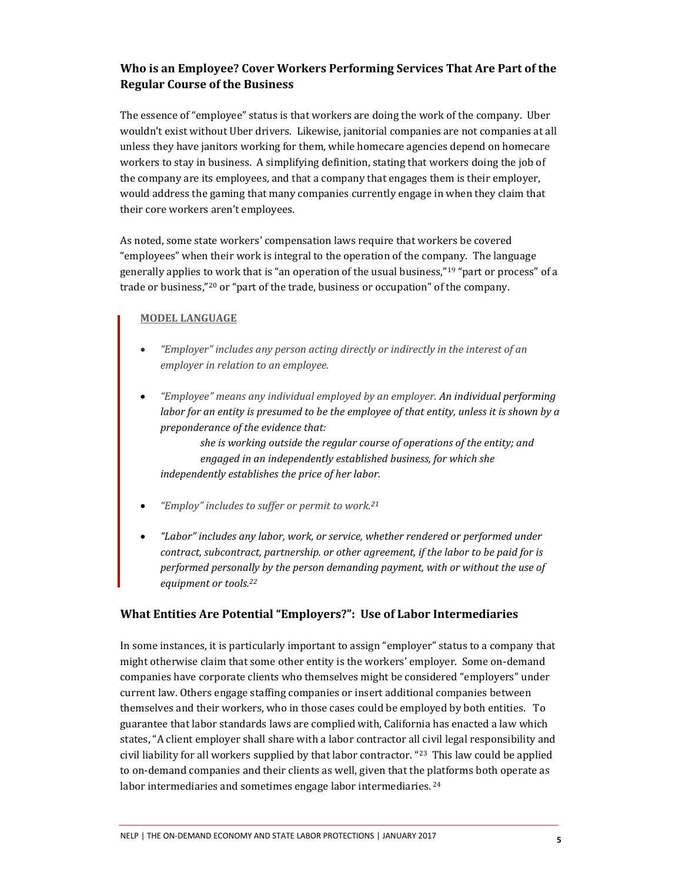## Who is an Employee? Cover Workers Performing Services That Are Part of the Regular Course of the Business

The essence of "employee" status is that workers are doing the work of the company. Uber wouldn't exist without Uber drivers. Likewise, janitorial companies are not companies at all unless they have janitors working for them, while homecare agencies depend on homecare workers to stay in business. A simplifying definition, stating that workers doing the job of the company are its employees, and that a company that engages them is their employer, would address the gaming that many companies currently engage in when they claim that their core workers aren't employees.

As noted, some state workers' compensation laws require that workers be covered "employees" when their work is integral to the operation of the company. The language generally applies to work that is "an operation of the usual business,"[19] "part or process" of a trade or business,"[20] or "part of the trade, business or occupation" of the company.

> **MODEL LANGUAGE**
>
> - *"Employer" includes any person acting directly or indirectly in the interest of an employer in relation to an employee.*
>
> - *"Employee" means any individual employed by an employer.* ***An individual performing labor for an entity is presumed to be the employee of that entity, unless it is shown by a preponderance of the evidence that:***
>
>   ***she is working outside the regular course of operations of the entity; and engaged in an independently established business, for which she independently establishes the price of her labor.***
>
> - *"Employ" includes to suffer or permit to work.*[21]
>
> - *"Labor" includes any labor, work, or service, whether rendered or performed under contract, subcontract, partnership. or other agreement, if the labor to be paid for is performed personally by the person demanding payment, with or without the use of equipment or tools.*[22]

## What Entities Are Potential "Employers?": Use of Labor Intermediaries

In some instances, it is particularly important to assign "employer" status to a company that might otherwise claim that some other entity is the workers' employer. Some on-demand companies have corporate clients who themselves might be considered "employers" under current law. Others engage staffing companies or insert additional companies between themselves and their workers, who in those cases could be employed by both entities. To guarantee that labor standards laws are complied with, California has enacted a law which states, "A client employer shall share with a labor contractor all civil legal responsibility and civil liability for all workers supplied by that labor contractor. "[23] This law could be applied to on-demand companies and their clients as well, given that the platforms both operate as labor intermediaries and sometimes engage labor intermediaries.[24]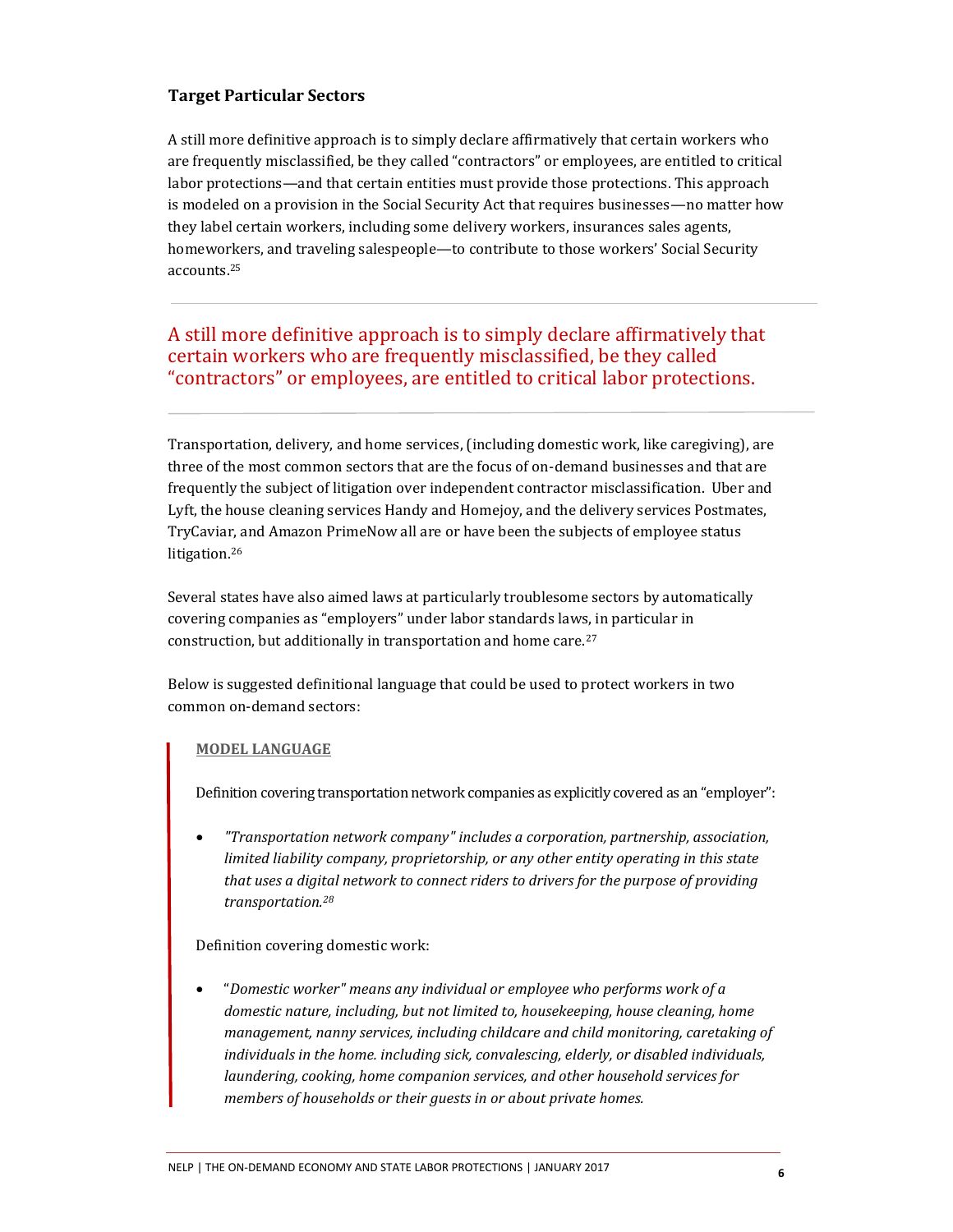### Target Particular Sectors

A still more definitive approach is to simply declare affirmatively that certain workers who are frequently misclassified, be they called "contractors" or employees, are entitled to critical labor protections—and that certain entities must provide those protections. This approach is modeled on a provision in the Social Security Act that requires businesses—no matter how they label certain workers, including some delivery workers, insurances sales agents, homeworkers, and traveling salespeople—to contribute to those workers' Social Security accounts.[25]

---

> A still more definitive approach is to simply declare affirmatively that certain workers who are frequently misclassified, be they called "contractors" or employees, are entitled to critical labor protections.

---

Transportation, delivery, and home services, (including domestic work, like caregiving), are three of the most common sectors that are the focus of on-demand businesses and that are frequently the subject of litigation over independent contractor misclassification. Uber and Lyft, the house cleaning services Handy and Homejoy, and the delivery services Postmates, TryCaviar, and Amazon PrimeNow all are or have been the subjects of employee status litigation.[26]

Several states have also aimed laws at particularly troublesome sectors by automatically covering companies as "employers" under labor standards laws, in particular in construction, but additionally in transportation and home care.[27]

Below is suggested definitional language that could be used to protect workers in two common on-demand sectors:

> **MODEL LANGUAGE**
>
> Definition covering transportation network companies as explicitly covered as an "employer":
>
> - *"Transportation network company" includes a corporation, partnership, association, limited liability company, proprietorship, or any other entity operating in this state that uses a digital network to connect riders to drivers for the purpose of providing transportation.*[28]
>
> Definition covering domestic work:
>
> - "*Domestic worker" means any individual or employee who performs work of a domestic nature, including, but not limited to, housekeeping, house cleaning, home management, nanny services, including childcare and child monitoring, caretaking of individuals in the home. including sick, convalescing, elderly, or disabled individuals, laundering, cooking, home companion services, and other household services for members of households or their guests in or about private homes.*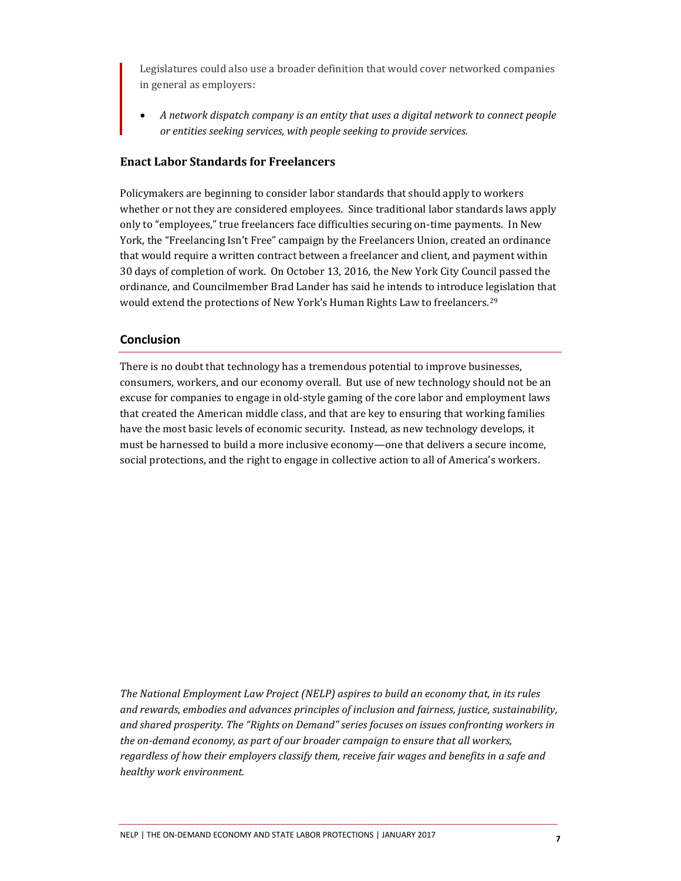> Legislatures could also use a broader definition that would cover networked companies in general as employers:
>
> - *A network dispatch company is an entity that uses a digital network to connect people or entities seeking services, with people seeking to provide services.*

### Enact Labor Standards for Freelancers

Policymakers are beginning to consider labor standards that should apply to workers whether or not they are considered employees. Since traditional labor standards laws apply only to "employees," true freelancers face difficulties securing on-time payments. In New York, the "Freelancing Isn't Free" campaign by the Freelancers Union, created an ordinance that would require a written contract between a freelancer and client, and payment within 30 days of completion of work. On October 13, 2016, the New York City Council passed the ordinance, and Councilmember Brad Lander has said he intends to introduce legislation that would extend the protections of New York's Human Rights Law to freelancers.[29]

## Conclusion

There is no doubt that technology has a tremendous potential to improve businesses, consumers, workers, and our economy overall. But use of new technology should not be an excuse for companies to engage in old-style gaming of the core labor and employment laws that created the American middle class, and that are key to ensuring that working families have the most basic levels of economic security. Instead, as new technology develops, it must be harnessed to build a more inclusive economy—one that delivers a secure income, social protections, and the right to engage in collective action to all of America's workers.

*The National Employment Law Project (NELP) aspires to build an economy that, in its rules and rewards, embodies and advances principles of inclusion and fairness, justice, sustainability, and shared prosperity. The "Rights on Demand" series focuses on issues confronting workers in the on-demand economy, as part of our broader campaign to ensure that all workers, regardless of how their employers classify them, receive fair wages and benefits in a safe and healthy work environment.*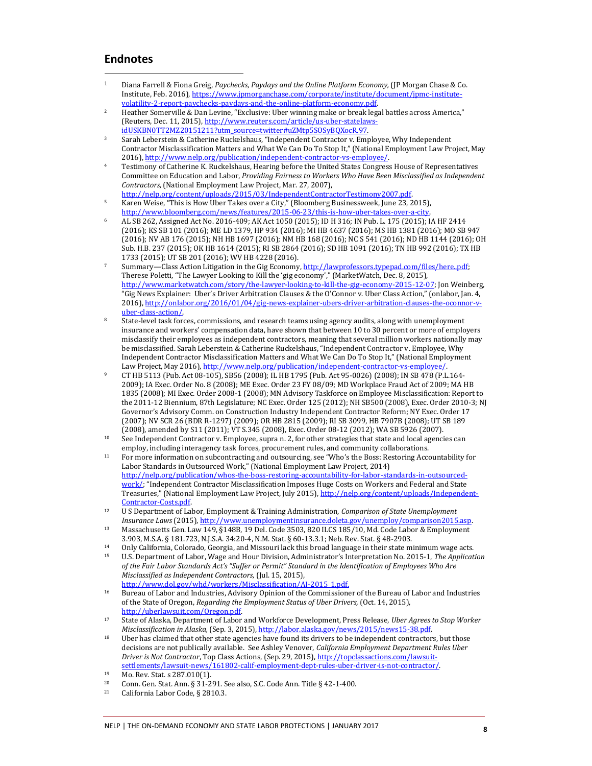## Endnotes

1. Diana Farrell & Fiona Greig, *Paychecks, Paydays and the Online Platform Economy,* (JP Morgan Chase & Co. Institute, Feb. 2016), https://www.jpmorganchase.com/corporate/institute/document/jpmc-institute-volatility-2-report-paychecks-paydays-and-the-online-platform-economy.pdf.
2. Heather Somerville & Dan Levine, "Exclusive: Uber winning make or break legal battles across America," (Reuters, Dec. 11, 2015), http://www.reuters.com/article/us-uber-statelaws-idUSKBN0TT2MZ20151211?utm_source=twitter#uZMtp5SOSyBQXocR.97.
3. Sarah Leberstein & Catherine Ruckelshaus, "Independent Contractor v. Employee, Why Independent Contractor Misclassification Matters and What We Can Do To Stop It," (National Employment Law Project, May 2016), http://www.nelp.org/publication/independent-contractor-vs-employee/.
4. Testimony of Catherine K. Ruckelshaus, Hearing before the United States Congress House of Representatives Committee on Education and Labor, *Providing Fairness to Workers Who Have Been Misclassified as Independent Contractors,* (National Employment Law Project, Mar. 27, 2007), http://nelp.org/content/uploads/2015/03/IndependentContractorTestimony2007.pdf.
5. Karen Weise, "This is How Uber Takes over a City," (Bloomberg Businessweek, June 23, 2015), http://www.bloomberg.com/news/features/2015-06-23/this-is-how-uber-takes-over-a-city.
6. AL SB 262, Assigned Act No. 2016-409; AK Act 1050 (2015); ID H 316; IN Pub. L. 175 (2015); IA HF 2414 (2016); KS SB 101 (2016); ME LD 1379, HP 934 (2016); MI HB 4637 (2016); MS HB 1381 (2016); MO SB 947 (2016); NV AB 176 (2015); NH HB 1697 (2016); NM HB 168 (2016); NC S 541 (2016); ND HB 1144 (2016); OH Sub. H.B. 237 (2015); OK HB 1614 (2015); RI SB 2864 (2016); SD HB 1091 (2016); TN HB 992 (2016); TX HB 1733 (2015); UT SB 201 (2016); WV HB 4228 (2016).
7. Summary—Class Action Litigation in the Gig Economy, http://lawprofessors.typepad.com/files/here..pdf; Therese Poletti, "The Lawyer Looking to Kill the 'gig economy'," (MarketWatch, Dec. 8, 2015), http://www.marketwatch.com/story/the-lawyer-looking-to-kill-the-gig-economy-2015-12-07; Jon Weinberg, "Gig News Explainer: Uber's Driver Arbitration Clauses & the O'Connor v. Uber Class Action," (onlabor, Jan. 4, 2016), http://onlabor.org/2016/01/04/gig-news-explainer-ubers-driver-arbitration-clauses-the-oconnor-v-uber-class-action/.
8. State-level task forces, commissions, and research teams using agency audits, along with unemployment insurance and workers' compensation data, have shown that between 10 to 30 percent or more of employers misclassify their employees as independent contractors, meaning that several million workers nationally may be misclassified. Sarah Leberstein & Catherine Ruckelshaus, "Independent Contractor v. Employee, Why Independent Contractor Misclassification Matters and What We Can Do To Stop It," (National Employment Law Project, May 2016), http://www.nelp.org/publication/independent-contractor-vs-employee/.
9. CT HB 5113 (Pub. Act 08-105), SB56 (2008); IL HB 1795 (Pub. Act 95-0026) (2008); IN SB 478 (P.L.164-2009); IA Exec. Order No. 8 (2008); ME Exec. Order 23 FY 08/09; MD Workplace Fraud Act of 2009; MA HB 1835 (2008); MI Exec. Order 2008-1 (2008); MN Advisory Taskforce on Employee Misclassification: Report to the 2011-12 Biennium, 87th Legislature; NC Exec. Order 125 (2012); NH SB500 (2008), Exec. Order 2010-3; NJ Governor's Advisory Comm. on Construction Industry Independent Contractor Reform; NY Exec. Order 17 (2007); NV SCR 26 (BDR R-1297) (2009); OR HB 2815 (2009); RI SB 3099, HB 7907B (2008); UT SB 189 (2008), amended by S11 (2011); VT S.345 (2008), Exec. Order 08-12 (2012); WA SB 5926 (2007).
10. See Independent Contractor v. Employee, supra n. 2, for other strategies that state and local agencies can employ, including interagency task forces, procurement rules, and community collaborations.
11. For more information on subcontracting and outsourcing, see "Who's the Boss: Restoring Accountability for Labor Standards in Outsourced Work," (National Employment Law Project, 2014) http://nelp.org/publication/whos-the-boss-restoring-accountability-for-labor-standards-in-outsourced-work/; "Independent Contractor Misclassification Imposes Huge Costs on Workers and Federal and State Treasuries," (National Employment Law Project, July 2015), http://nelp.org/content/uploads/Independent-Contractor-Costs.pdf.
12. U S Department of Labor, Employment & Training Administration, *Comparison of State Unemployment Insurance Laws* (2015), http://www.unemploymentinsurance.doleta.gov/unemploy/comparison2015.asp.
13. Massachusetts Gen. Law 149, §148B, 19 Del. Code 3503, 820 ILCS 185/10, Md. Code Labor & Employment 3.903, M.S.A. § 181.723, N.J.S.A. 34:20-4, N.M. Stat. § 60-13.3.1; Neb. Rev. Stat. § 48-2903.
14. Only California, Colorado, Georgia, and Missouri lack this broad language in their state minimum wage acts.
15. U.S. Department of Labor, Wage and Hour Division, Administrator's Interpretation No. 2015-1, *The Application of the Fair Labor Standards Act's "Suffer or Permit" Standard in the Identification of Employees Who Are Misclassified as Independent Contractors,* (Jul. 15, 2015), http://www.dol.gov/whd/workers/Misclassification/AI-2015_1.pdf.
16. Bureau of Labor and Industries, Advisory Opinion of the Commissioner of the Bureau of Labor and Industries of the State of Oregon, *Regarding the Employment Status of Uber Drivers,* (Oct. 14, 2015), http://uberlawsuit.com/Oregon.pdf.
17. State of Alaska, Department of Labor and Workforce Development, Press Release, *Uber Agrees to Stop Worker Misclassification in Alaska,* (Sep. 3, 2015), http://labor.alaska.gov/news/2015/news15-38.pdf.
18. Uber has claimed that other state agencies have found its drivers to be independent contractors, but those decisions are not publically available. See Ashley Venover, *California Employment Department Rules Uber Driver is Not Contractor*, Top Class Actions, (Sep. 29, 2015), http://topclassactions.com/lawsuit-settlements/lawsuit-news/161802-calif-employment-dept-rules-uber-driver-is-not-contractor/.
19. Mo. Rev. Stat. s 287.010(1).
20. Conn. Gen. Stat. Ann. § 31-291. See also, S.C. Code Ann. Title § 42-1-400.
21. California Labor Code, § 2810.3.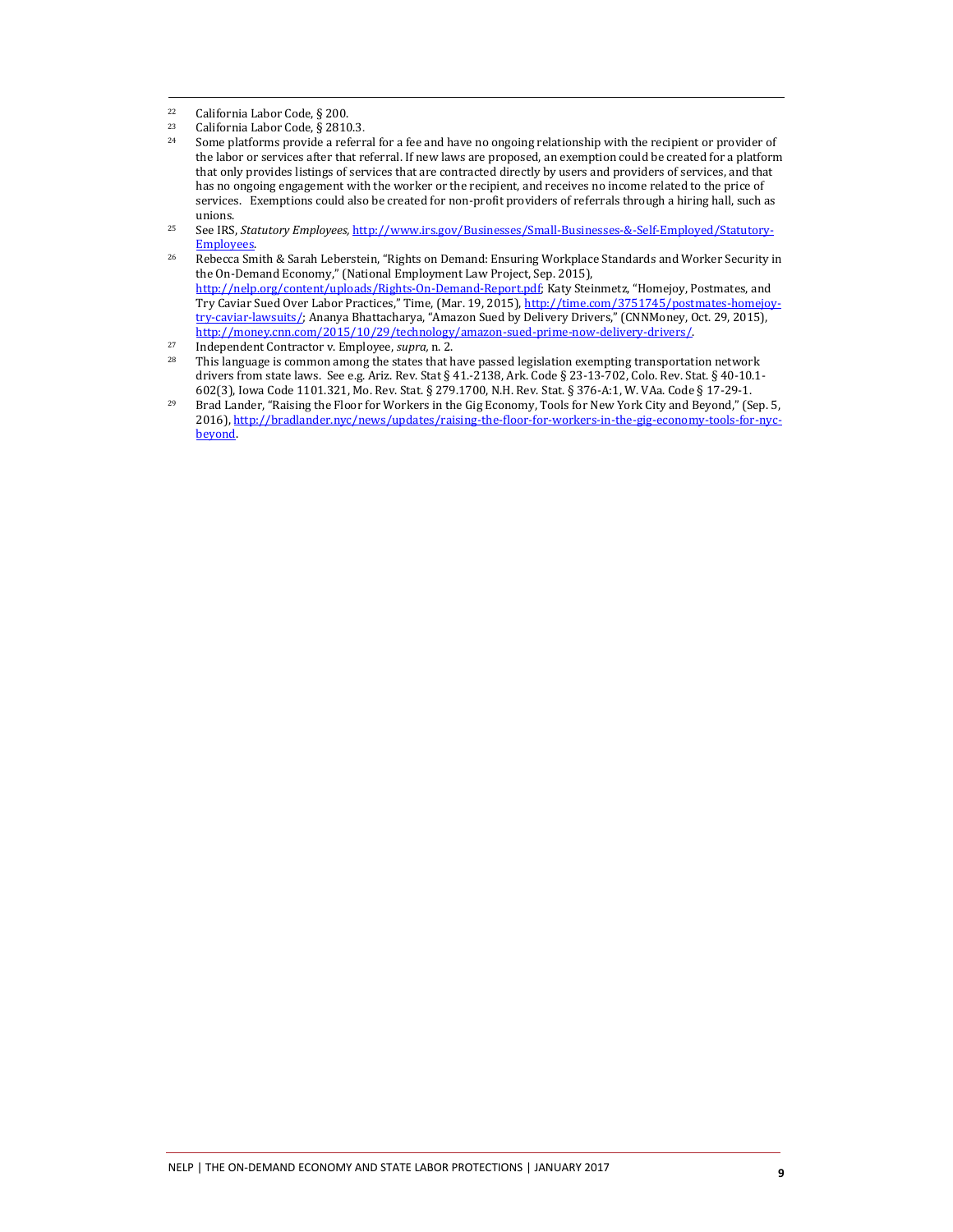[22] California Labor Code, § 200.

[23] California Labor Code, § 2810.3.

[24] Some platforms provide a referral for a fee and have no ongoing relationship with the recipient or provider of the labor or services after that referral. If new laws are proposed, an exemption could be created for a platform that only provides listings of services that are contracted directly by users and providers of services, and that has no ongoing engagement with the worker or the recipient, and receives no income related to the price of services. Exemptions could also be created for non-profit providers of referrals through a hiring hall, such as unions.

[25] See IRS, *Statutory Employees*, http://www.irs.gov/Businesses/Small-Businesses-&-Self-Employed/Statutory-Employees.

[26] Rebecca Smith & Sarah Leberstein, "Rights on Demand: Ensuring Workplace Standards and Worker Security in the On-Demand Economy," (National Employment Law Project, Sep. 2015), http://nelp.org/content/uploads/Rights-On-Demand-Report.pdf; Katy Steinmetz, "Homejoy, Postmates, and Try Caviar Sued Over Labor Practices," Time, (Mar. 19, 2015), http://time.com/3751745/postmates-homejoy-try-caviar-lawsuits/; Ananya Bhattacharya, "Amazon Sued by Delivery Drivers," (CNNMoney, Oct. 29, 2015), http://money.cnn.com/2015/10/29/technology/amazon-sued-prime-now-delivery-drivers/.

[27] Independent Contractor v. Employee, *supra*, n. 2.

[28] This language is common among the states that have passed legislation exempting transportation network drivers from state laws. See e.g. Ariz. Rev. Stat § 41.-2138, Ark. Code § 23-13-702, Colo. Rev. Stat. § 40-10.1-602(3), Iowa Code 1101.321, Mo. Rev. Stat. § 279.1700, N.H. Rev. Stat. § 376-A:1, W. VAa. Code § 17-29-1.

[29] Brad Lander, "Raising the Floor for Workers in the Gig Economy, Tools for New York City and Beyond," (Sep. 5, 2016), http://bradlander.nyc/news/updates/raising-the-floor-for-workers-in-the-gig-economy-tools-for-nyc-beyond.